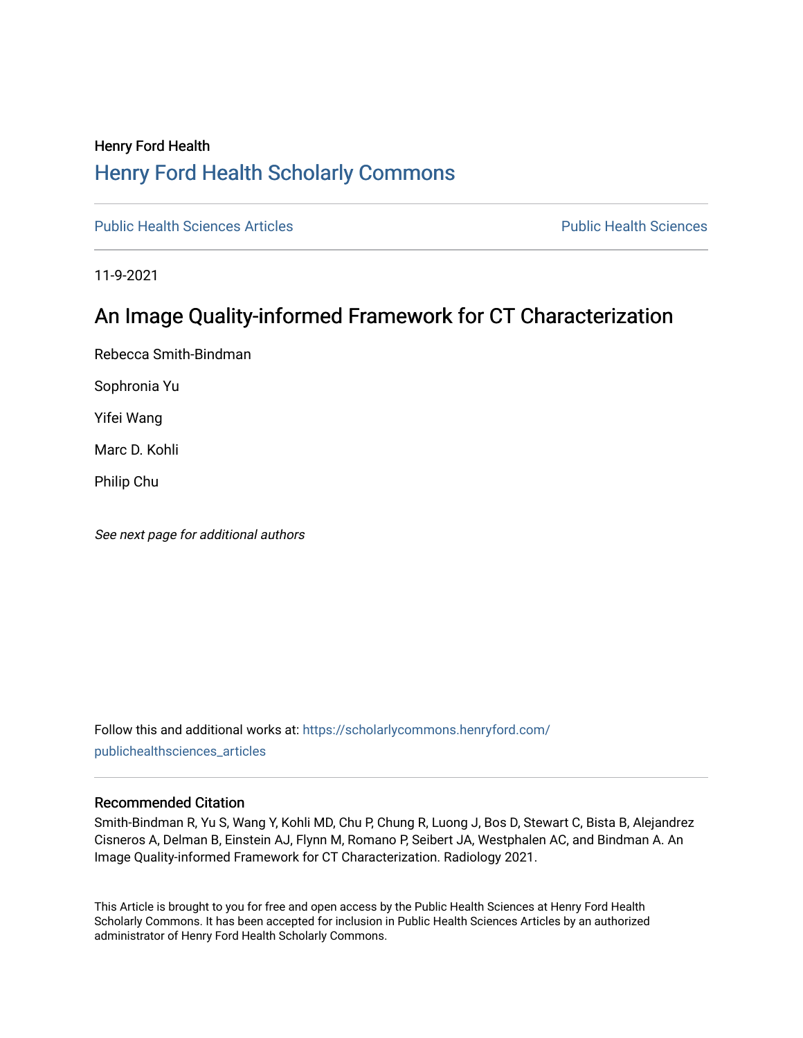Henry Ford Health

# Henry Ford Health Scholarly Commons

Public Health Sciences Articles | Public Health Sciences

11-9-2021

# An Image Quality-informed Framework for CT Characterization

Rebecca Smith-Bindman

Sophronia Yu

Yifei Wang

Marc D. Kohli

Philip Chu

*See next page for additional authors*

Follow this and additional works at: https://scholarlycommons.henryford.com/publichealthsciences_articles

## Recommended Citation

Smith-Bindman R, Yu S, Wang Y, Kohli MD, Chu P, Chung R, Luong J, Bos D, Stewart C, Bista B, Alejandrez Cisneros A, Delman B, Einstein AJ, Flynn M, Romano P, Seibert JA, Westphalen AC, and Bindman A. An Image Quality-informed Framework for CT Characterization. Radiology 2021.

This Article is brought to you for free and open access by the Public Health Sciences at Henry Ford Health Scholarly Commons. It has been accepted for inclusion in Public Health Sciences Articles by an authorized administrator of Henry Ford Health Scholarly Commons.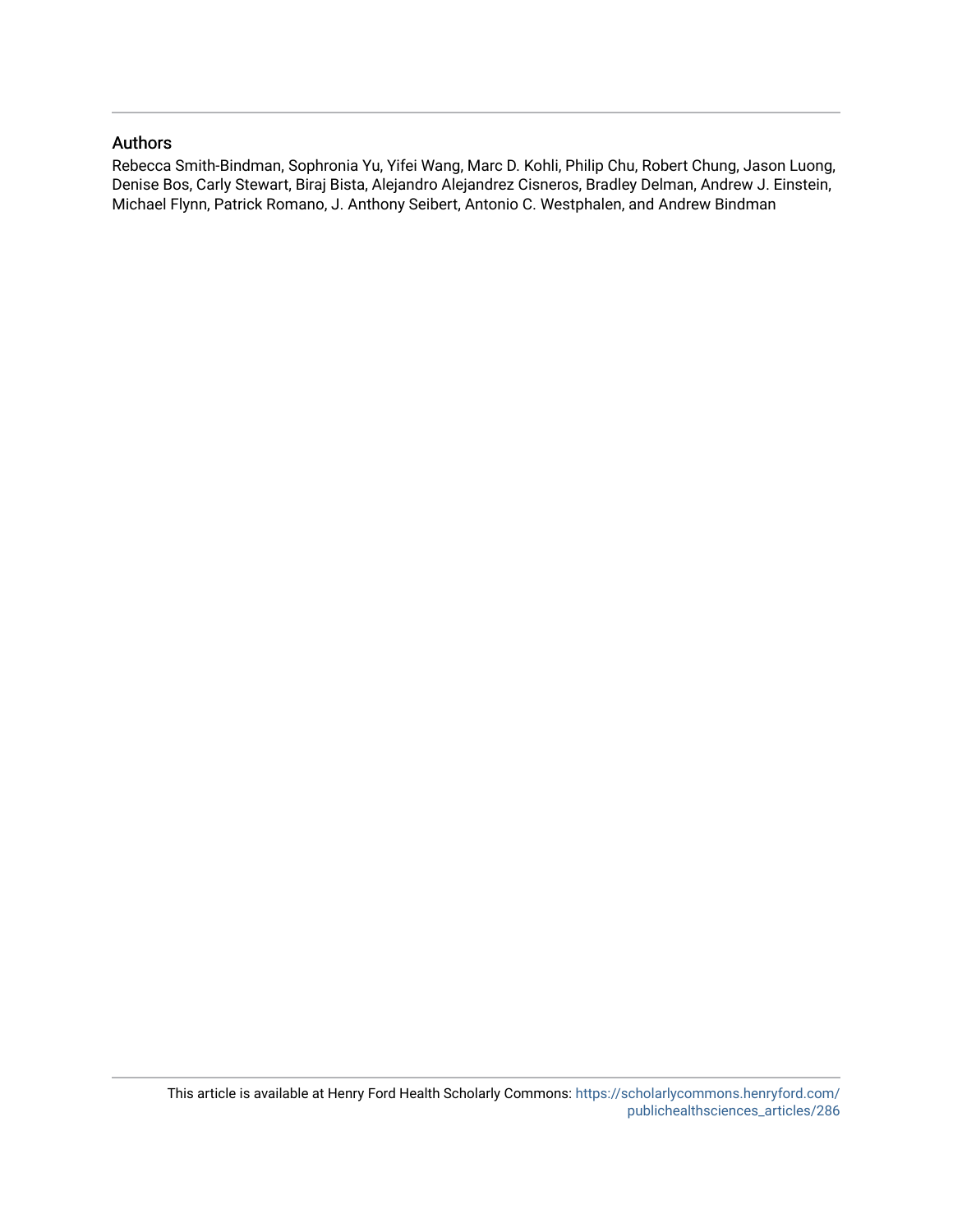## Authors

Rebecca Smith-Bindman, Sophronia Yu, Yifei Wang, Marc D. Kohli, Philip Chu, Robert Chung, Jason Luong, Denise Bos, Carly Stewart, Biraj Bista, Alejandro Alejandrez Cisneros, Bradley Delman, Andrew J. Einstein, Michael Flynn, Patrick Romano, J. Anthony Seibert, Antonio C. Westphalen, and Andrew Bindman

This article is available at Henry Ford Health Scholarly Commons: https://scholarlycommons.henryford.com/publichealthsciences_articles/286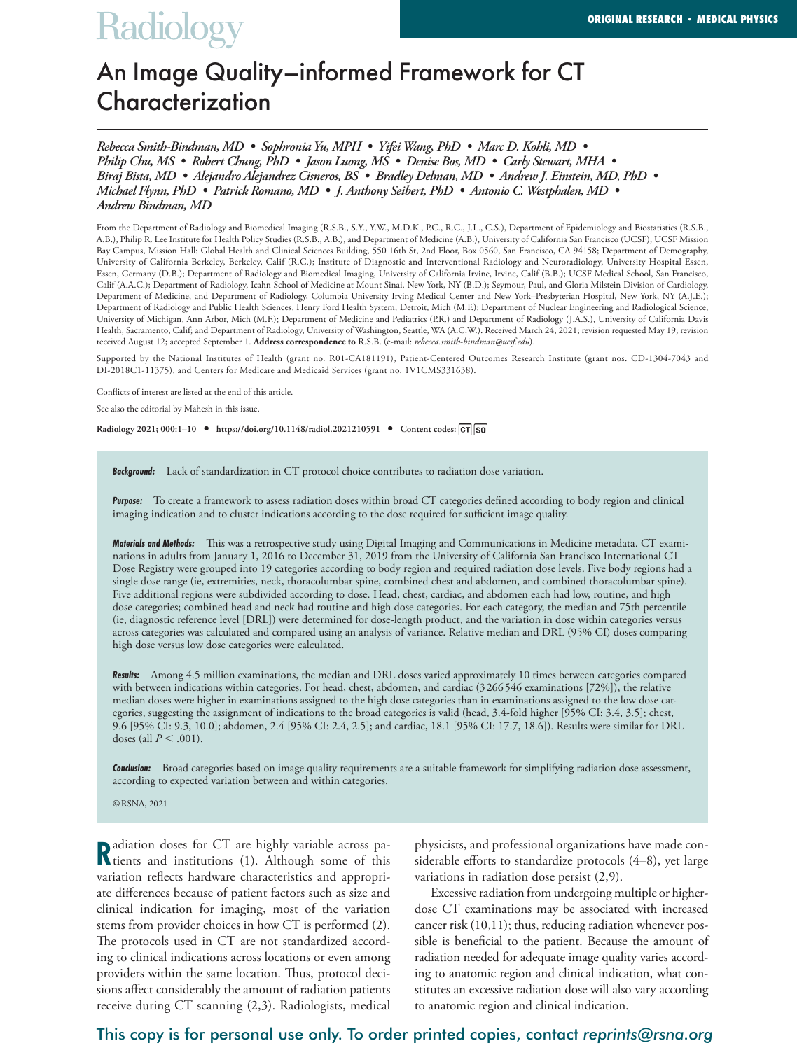# An Image Quality–informed Framework for CT Characterization

*Rebecca Smith-Bindman, MD • Sophronia Yu, MPH • Yifei Wang, PhD • Marc D. Kohli, MD • Philip Chu, MS • Robert Chung, PhD • Jason Luong, MS • Denise Bos, MD • Carly Stewart, MHA • Biraj Bista, MD • Alejandro Alejandrez Cisneros, BS • Bradley Delman, MD • Andrew J. Einstein, MD, PhD • Michael Flynn, PhD • Patrick Romano, MD • J. Anthony Seibert, PhD • Antonio C. Westphalen, MD • Andrew Bindman, MD*

From the Department of Radiology and Biomedical Imaging (R.S.B., S.Y., Y.W., M.D.K., P.C., R.C., J.L., C.S.), Department of Epidemiology and Biostatistics (R.S.B., A.B.), Philip R. Lee Institute for Health Policy Studies (R.S.B., A.B.), and Department of Medicine (A.B.), University of California San Francisco (UCSF), UCSF Mission Bay Campus, Mission Hall: Global Health and Clinical Sciences Building, 550 16th St, 2nd Floor, Box 0560, San Francisco, CA 94158; Department of Demography, University of California Berkeley, Berkeley, Calif (R.C.); Institute of Diagnostic and Interventional Radiology and Neuroradiology, University Hospital Essen, Essen, Germany (D.B.); Department of Radiology and Biomedical Imaging, University of California Irvine, Irvine, Calif (B.B.); UCSF Medical School, San Francisco, Calif (A.A.C.); Department of Radiology, Icahn School of Medicine at Mount Sinai, New York, NY (B.D.); Seymour, Paul, and Gloria Milstein Division of Cardiology, Department of Medicine, and Department of Radiology, Columbia University Irving Medical Center and New York–Presbyterian Hospital, New York, NY (A.J.E.); Department of Radiology and Public Health Sciences, Henry Ford Health System, Detroit, Mich (M.F.); Department of Nuclear Engineering and Radiological Science, University of Michigan, Ann Arbor, Mich (M.F.); Department of Medicine and Pediatrics (P.R.) and Department of Radiology (J.A.S.), University of California Davis Health, Sacramento, Calif; and Department of Radiology, University of Washington, Seattle, WA (A.C.W.). Received March 24, 2021; revision requested May 19; revision received August 12; accepted September 1. **Address correspondence to** R.S.B. (e-mail: *rebecca.smith-bindman@ucsf.edu*).

Supported by the National Institutes of Health (grant no. R01-CA181191), Patient-Centered Outcomes Research Institute (grant nos. CD-1304-7043 and DI-2018C1-11375), and Centers for Medicare and Medicaid Services (grant no. 1V1CMS331638).

Conflicts of interest are listed at the end of this article.

See also the editorial by Mahesh in this issue.

**Radiology 2021; 000:1–10 • https://doi.org/10.1148/radiol.2021210591 • Content codes: CT SQ**

***Background:*** Lack of standardization in CT protocol choice contributes to radiation dose variation.

***Purpose:*** To create a framework to assess radiation doses within broad CT categories defined according to body region and clinical imaging indication and to cluster indications according to the dose required for sufficient image quality.

***Materials and Methods:*** This was a retrospective study using Digital Imaging and Communications in Medicine metadata. CT examinations in adults from January 1, 2016 to December 31, 2019 from the University of California San Francisco International CT Dose Registry were grouped into 19 categories according to body region and required radiation dose levels. Five body regions had a single dose range (ie, extremities, neck, thoracolumbar spine, combined chest and abdomen, and combined thoracolumbar spine). Five additional regions were subdivided according to dose. Head, chest, cardiac, and abdomen each had low, routine, and high dose categories; combined head and neck had routine and high dose categories. For each category, the median and 75th percentile (ie, diagnostic reference level [DRL]) were determined for dose-length product, and the variation in dose within categories versus across categories was calculated and compared using an analysis of variance. Relative median and DRL (95% CI) doses comparing high dose versus low dose categories were calculated.

***Results:*** Among 4.5 million examinations, the median and DRL doses varied approximately 10 times between categories compared with between indications within categories. For head, chest, abdomen, and cardiac (3 266 546 examinations [72%]), the relative median doses were higher in examinations assigned to the high dose categories than in examinations assigned to the low dose categories, suggesting the assignment of indications to the broad categories is valid (head, 3.4-fold higher [95% CI: 3.4, 3.5]; chest, 9.6 [95% CI: 9.3, 10.0]; abdomen, 2.4 [95% CI: 2.4, 2.5]; and cardiac, 18.1 [95% CI: 17.7, 18.6]). Results were similar for DRL doses (all $P < .001$).

***Conclusion:*** Broad categories based on image quality requirements are a suitable framework for simplifying radiation dose assessment, according to expected variation between and within categories.

©RSNA, 2021

Radiation doses for CT are highly variable across patients and institutions (1). Although some of this variation reflects hardware characteristics and appropriate differences because of patient factors such as size and clinical indication for imaging, most of the variation stems from provider choices in how CT is performed (2). The protocols used in CT are not standardized according to clinical indications across locations or even among providers within the same location. Thus, protocol decisions affect considerably the amount of radiation patients receive during CT scanning (2,3). Radiologists, medical physicists, and professional organizations have made considerable efforts to standardize protocols (4–8), yet large variations in radiation dose persist (2,9).

Excessive radiation from undergoing multiple or higher-dose CT examinations may be associated with increased cancer risk (10,11); thus, reducing radiation whenever possible is beneficial to the patient. Because the amount of radiation needed for adequate image quality varies according to anatomic region and clinical indication, what constitutes an excessive radiation dose will also vary according to anatomic region and clinical indication.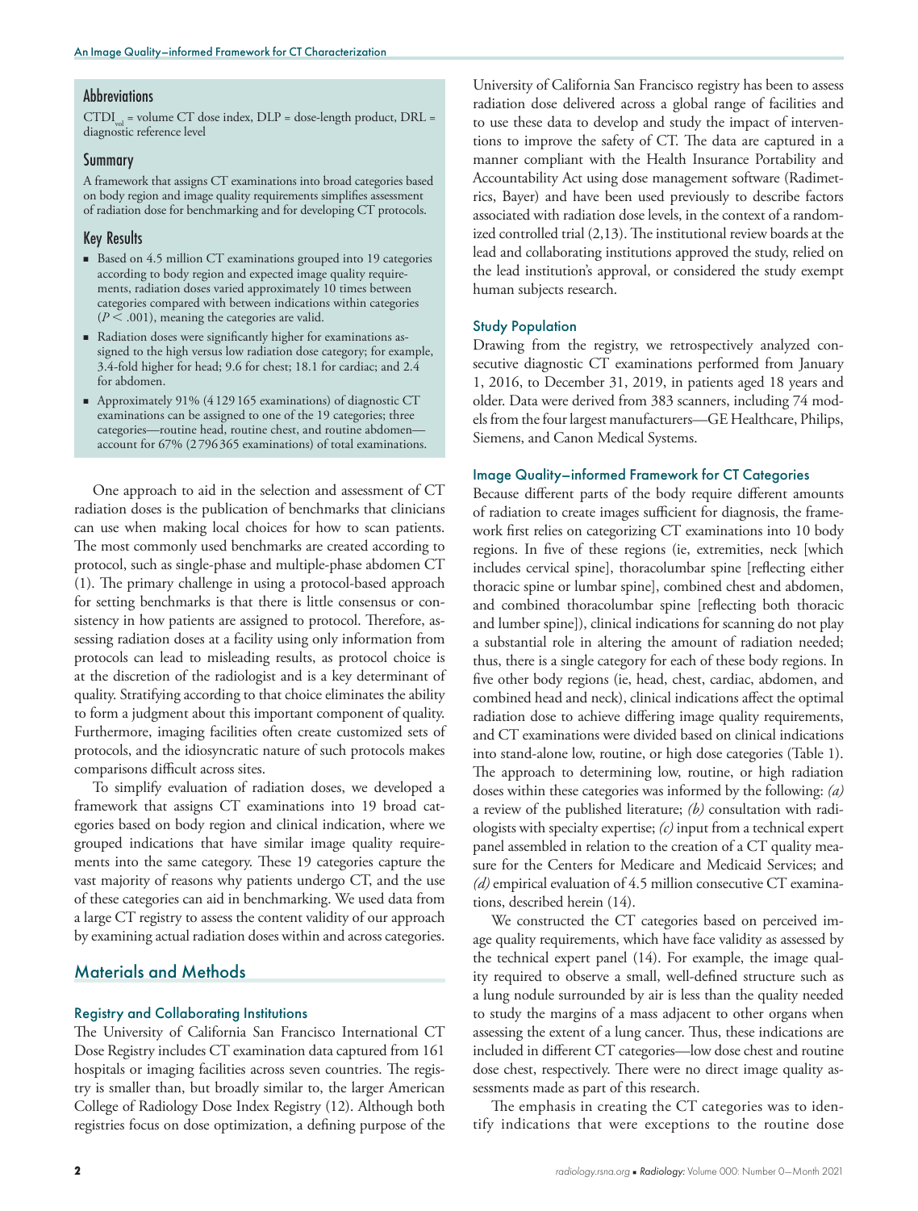## Abbreviations

$CTDI_{vol}$ = volume CT dose index, DLP = dose-length product, DRL = diagnostic reference level

## Summary

A framework that assigns CT examinations into broad categories based on body region and image quality requirements simplifies assessment of radiation dose for benchmarking and for developing CT protocols.

## Key Results

- Based on 4.5 million CT examinations grouped into 19 categories according to body region and expected image quality requirements, radiation doses varied approximately 10 times between categories compared with between indications within categories ($P < .001$), meaning the categories are valid.
- Radiation doses were significantly higher for examinations assigned to the high versus low radiation dose category; for example, 3.4-fold higher for head; 9.6 for chest; 18.1 for cardiac; and 2.4 for abdomen.
- Approximately 91% (4 129 165 examinations) of diagnostic CT examinations can be assigned to one of the 19 categories; three categories—routine head, routine chest, and routine abdomen—account for 67% (2 796 365 examinations) of total examinations.

One approach to aid in the selection and assessment of CT radiation doses is the publication of benchmarks that clinicians can use when making local choices for how to scan patients. The most commonly used benchmarks are created according to protocol, such as single-phase and multiple-phase abdomen CT (1). The primary challenge in using a protocol-based approach for setting benchmarks is that there is little consensus or consistency in how patients are assigned to protocol. Therefore, assessing radiation doses at a facility using only information from protocols can lead to misleading results, as protocol choice is at the discretion of the radiologist and is a key determinant of quality. Stratifying according to that choice eliminates the ability to form a judgment about this important component of quality. Furthermore, imaging facilities often create customized sets of protocols, and the idiosyncratic nature of such protocols makes comparisons difficult across sites.

To simplify evaluation of radiation doses, we developed a framework that assigns CT examinations into 19 broad categories based on body region and clinical indication, where we grouped indications that have similar image quality requirements into the same category. These 19 categories capture the vast majority of reasons why patients undergo CT, and the use of these categories can aid in benchmarking. We used data from a large CT registry to assess the content validity of our approach by examining actual radiation doses within and across categories.

## Materials and Methods

### Registry and Collaborating Institutions

The University of California San Francisco International CT Dose Registry includes CT examination data captured from 161 hospitals or imaging facilities across seven countries. The registry is smaller than, but broadly similar to, the larger American College of Radiology Dose Index Registry (12). Although both registries focus on dose optimization, a defining purpose of the University of California San Francisco registry has been to assess radiation dose delivered across a global range of facilities and to use these data to develop and study the impact of interventions to improve the safety of CT. The data are captured in a manner compliant with the Health Insurance Portability and Accountability Act using dose management software (Radimetrics, Bayer) and have been used previously to describe factors associated with radiation dose levels, in the context of a randomized controlled trial (2,13). The institutional review boards at the lead and collaborating institutions approved the study, relied on the lead institution's approval, or considered the study exempt human subjects research.

### Study Population

Drawing from the registry, we retrospectively analyzed consecutive diagnostic CT examinations performed from January 1, 2016, to December 31, 2019, in patients aged 18 years and older. Data were derived from 383 scanners, including 74 models from the four largest manufacturers—GE Healthcare, Philips, Siemens, and Canon Medical Systems.

### Image Quality–informed Framework for CT Categories

Because different parts of the body require different amounts of radiation to create images sufficient for diagnosis, the framework first relies on categorizing CT examinations into 10 body regions. In five of these regions (ie, extremities, neck [which includes cervical spine], thoracolumbar spine [reflecting either thoracic spine or lumbar spine], combined chest and abdomen, and combined thoracolumbar spine [reflecting both thoracic and lumber spine]), clinical indications for scanning do not play a substantial role in altering the amount of radiation needed; thus, there is a single category for each of these body regions. In five other body regions (ie, head, chest, cardiac, abdomen, and combined head and neck), clinical indications affect the optimal radiation dose to achieve differing image quality requirements, and CT examinations were divided based on clinical indications into stand-alone low, routine, or high dose categories (Table 1). The approach to determining low, routine, or high radiation doses within these categories was informed by the following: *(a)* a review of the published literature; *(b)* consultation with radiologists with specialty expertise; *(c)* input from a technical expert panel assembled in relation to the creation of a CT quality measure for the Centers for Medicare and Medicaid Services; and *(d)* empirical evaluation of 4.5 million consecutive CT examinations, described herein (14).

We constructed the CT categories based on perceived image quality requirements, which have face validity as assessed by the technical expert panel (14). For example, the image quality required to observe a small, well-defined structure such as a lung nodule surrounded by air is less than the quality needed to study the margins of a mass adjacent to other organs when assessing the extent of a lung cancer. Thus, these indications are included in different CT categories—low dose chest and routine dose chest, respectively. There were no direct image quality assessments made as part of this research.

The emphasis in creating the CT categories was to identify indications that were exceptions to the routine dose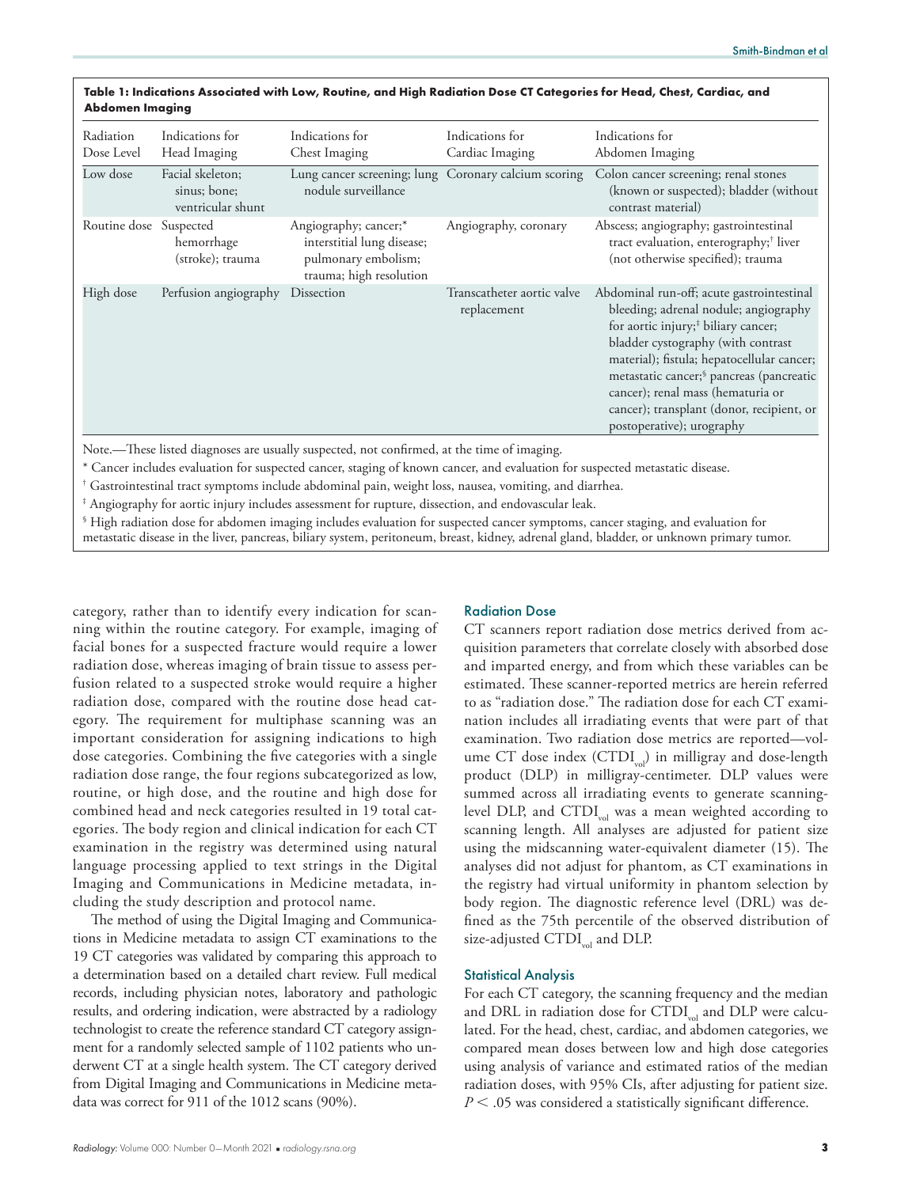**Table 1: Indications Associated with Low, Routine, and High Radiation Dose CT Categories for Head, Chest, Cardiac, and Abdomen Imaging**

| Radiation Dose Level | Indications for Head Imaging | Indications for Chest Imaging | Indications for Cardiac Imaging | Indications for Abdomen Imaging |
|---|---|---|---|---|
| Low dose | Facial skeleton; sinus; bone; ventricular shunt | Lung cancer screening; lung nodule surveillance | Coronary calcium scoring | Colon cancer screening; renal stones (known or suspected); bladder (without contrast material) |
| Routine dose | Suspected hemorrhage (stroke); trauma | Angiography; cancer;* interstitial lung disease; pulmonary embolism; trauma; high resolution | Angiography, coronary | Abscess; angiography; gastrointestinal tract evaluation, enterography;† liver (not otherwise specified); trauma |
| High dose | Perfusion angiography | Dissection | Transcatheter aortic valve replacement | Abdominal run-off; acute gastrointestinal bleeding; adrenal nodule; angiography for aortic injury;‡ biliary cancer; bladder cystography (with contrast material); fistula; hepatocellular cancer; metastatic cancer;§ pancreas (pancreatic cancer); renal mass (hematuria or cancer); transplant (donor, recipient, or postoperative); urography |

Note.—These listed diagnoses are usually suspected, not confirmed, at the time of imaging.

* Cancer includes evaluation for suspected cancer, staging of known cancer, and evaluation for suspected metastatic disease.

† Gastrointestinal tract symptoms include abdominal pain, weight loss, nausea, vomiting, and diarrhea.

‡ Angiography for aortic injury includes assessment for rupture, dissection, and endovascular leak.

§ High radiation dose for abdomen imaging includes evaluation for suspected cancer symptoms, cancer staging, and evaluation for metastatic disease in the liver, pancreas, biliary system, peritoneum, breast, kidney, adrenal gland, bladder, or unknown primary tumor.

category, rather than to identify every indication for scanning within the routine category. For example, imaging of facial bones for a suspected fracture would require a lower radiation dose, whereas imaging of brain tissue to assess perfusion related to a suspected stroke would require a higher radiation dose, compared with the routine dose head category. The requirement for multiphase scanning was an important consideration for assigning indications to high dose categories. Combining the five categories with a single radiation dose range, the four regions subcategorized as low, routine, or high dose, and the routine and high dose for combined head and neck categories resulted in 19 total categories. The body region and clinical indication for each CT examination in the registry was determined using natural language processing applied to text strings in the Digital Imaging and Communications in Medicine metadata, including the study description and protocol name.

The method of using the Digital Imaging and Communications in Medicine metadata to assign CT examinations to the 19 CT categories was validated by comparing this approach to a determination based on a detailed chart review. Full medical records, including physician notes, laboratory and pathologic results, and ordering indication, were abstracted by a radiology technologist to create the reference standard CT category assignment for a randomly selected sample of 1102 patients who underwent CT at a single health system. The CT category derived from Digital Imaging and Communications in Medicine metadata was correct for 911 of the 1012 scans (90%).

## Radiation Dose

CT scanners report radiation dose metrics derived from acquisition parameters that correlate closely with absorbed dose and imparted energy, and from which these variables can be estimated. These scanner-reported metrics are herein referred to as "radiation dose." The radiation dose for each CT examination includes all irradiating events that were part of that examination. Two radiation dose metrics are reported—volume CT dose index ($CTDI_{vol}$) in milligray and dose-length product (DLP) in milligray-centimeter. DLP values were summed across all irradiating events to generate scanning-level DLP, and $CTDI_{vol}$ was a mean weighted according to scanning length. All analyses are adjusted for patient size using the midscanning water-equivalent diameter (15). The analyses did not adjust for phantom, as CT examinations in the registry had virtual uniformity in phantom selection by body region. The diagnostic reference level (DRL) was defined as the 75th percentile of the observed distribution of size-adjusted $CTDI_{vol}$ and DLP.

## Statistical Analysis

For each CT category, the scanning frequency and the median and DRL in radiation dose for $CTDI_{vol}$ and DLP were calculated. For the head, chest, cardiac, and abdomen categories, we compared mean doses between low and high dose categories using analysis of variance and estimated ratios of the median radiation doses, with 95% CIs, after adjusting for patient size. $P < .05$ was considered a statistically significant difference.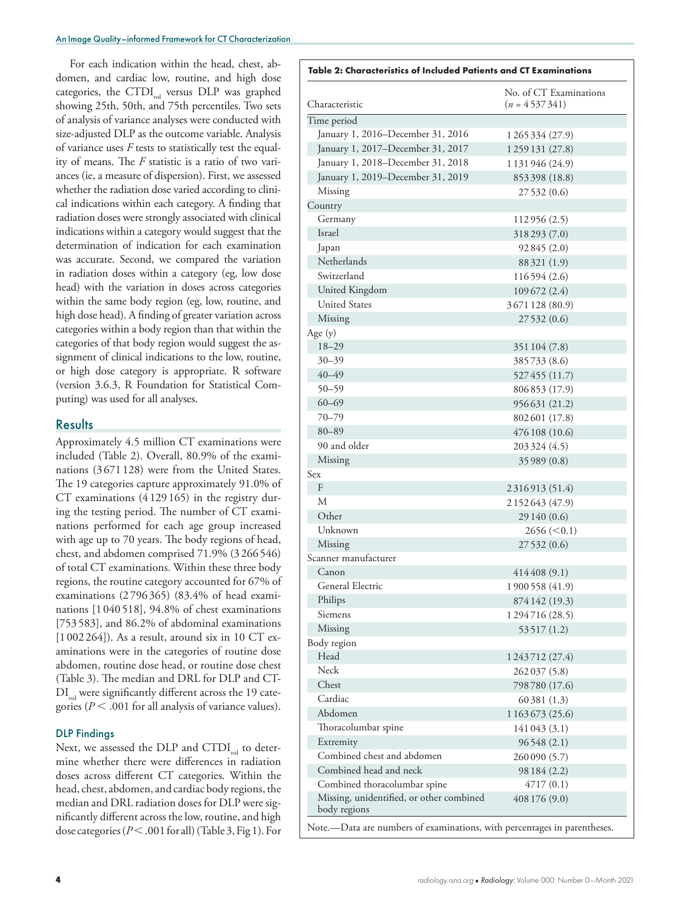For each indication within the head, chest, abdomen, and cardiac low, routine, and high dose categories, the $CTDI_{vol}$ versus DLP was graphed showing 25th, 50th, and 75th percentiles. Two sets of analysis of variance analyses were conducted with size-adjusted DLP as the outcome variable. Analysis of variance uses $F$ tests to statistically test the equality of means. The $F$ statistic is a ratio of two variances (ie, a measure of dispersion). First, we assessed whether the radiation dose varied according to clinical indications within each category. A finding that radiation doses were strongly associated with clinical indications within a category would suggest that the determination of indication for each examination was accurate. Second, we compared the variation in radiation doses within a category (eg, low dose head) with the variation in doses across categories within the same body region (eg, low, routine, and high dose head). A finding of greater variation across categories within a body region than that within the categories of that body region would suggest the assignment of clinical indications to the low, routine, or high dose category is appropriate. R software (version 3.6.3, R Foundation for Statistical Computing) was used for all analyses.

## Results

Approximately 4.5 million CT examinations were included (Table 2). Overall, 80.9% of the examinations (3 671 128) were from the United States. The 19 categories capture approximately 91.0% of CT examinations (4 129 165) in the registry during the testing period. The number of CT examinations performed for each age group increased with age up to 70 years. The body regions of head, chest, and abdomen comprised 71.9% (3 266 546) of total CT examinations. Within these three body regions, the routine category accounted for 67% of examinations (2 796 365) (83.4% of head examinations [1 040 518], 94.8% of chest examinations [753 583], and 86.2% of abdominal examinations [1 002 264]). As a result, around six in 10 CT examinations were in the categories of routine dose abdomen, routine dose head, or routine dose chest (Table 3). The median and DRL for DLP and $CTDI_{vol}$ were significantly different across the 19 categories ($P < .001$ for all analysis of variance values).

### DLP Findings

Next, we assessed the DLP and $CTDI_{vol}$ to determine whether there were differences in radiation doses across different CT categories. Within the head, chest, abdomen, and cardiac body regions, the median and DRL radiation doses for DLP were significantly different across the low, routine, and high dose categories ($P < .001$ for all) (Table 3, Fig 1). For

**Table 2: Characteristics of Included Patients and CT Examinations**

| Characteristic | No. of CT Examinations ($n$ = 4 537 341) |
|---|---|
| Time period | |
| January 1, 2016–December 31, 2016 | 1 265 334 (27.9) |
| January 1, 2017–December 31, 2017 | 1 259 131 (27.8) |
| January 1, 2018–December 31, 2018 | 1 131 946 (24.9) |
| January 1, 2019–December 31, 2019 | 853 398 (18.8) |
| Missing | 27 532 (0.6) |
| Country | |
| Germany | 112 956 (2.5) |
| Israel | 318 293 (7.0) |
| Japan | 92 845 (2.0) |
| Netherlands | 88 321 (1.9) |
| Switzerland | 116 594 (2.6) |
| United Kingdom | 109 672 (2.4) |
| United States | 3 671 128 (80.9) |
| Missing | 27 532 (0.6) |
| Age (y) | |
| 18–29 | 351 104 (7.8) |
| 30–39 | 385 733 (8.6) |
| 40–49 | 527 455 (11.7) |
| 50–59 | 806 853 (17.9) |
| 60–69 | 956 631 (21.2) |
| 70–79 | 802 601 (17.8) |
| 80–89 | 476 108 (10.6) |
| 90 and older | 203 324 (4.5) |
| Missing | 35 989 (0.8) |
| Sex | |
| F | 2 316 913 (51.4) |
| M | 2 152 643 (47.9) |
| Other | 29 140 (0.6) |
| Unknown | 2656 (<0.1) |
| Missing | 27 532 (0.6) |
| Scanner manufacturer | |
| Canon | 414 408 (9.1) |
| General Electric | 1 900 558 (41.9) |
| Philips | 874 142 (19.3) |
| Siemens | 1 294 716 (28.5) |
| Missing | 53 517 (1.2) |
| Body region | |
| Head | 1 243 712 (27.4) |
| Neck | 262 037 (5.8) |
| Chest | 798 780 (17.6) |
| Cardiac | 60 381 (1.3) |
| Abdomen | 1 163 673 (25.6) |
| Thoracolumbar spine | 141 043 (3.1) |
| Extremity | 96 548 (2.1) |
| Combined chest and abdomen | 260 090 (5.7) |
| Combined head and neck | 98 184 (2.2) |
| Combined thoracolumbar spine | 4717 (0.1) |
| Missing, unidentified, or other combined body regions | 408 176 (9.0) |

Note.—Data are numbers of examinations, with percentages in parentheses.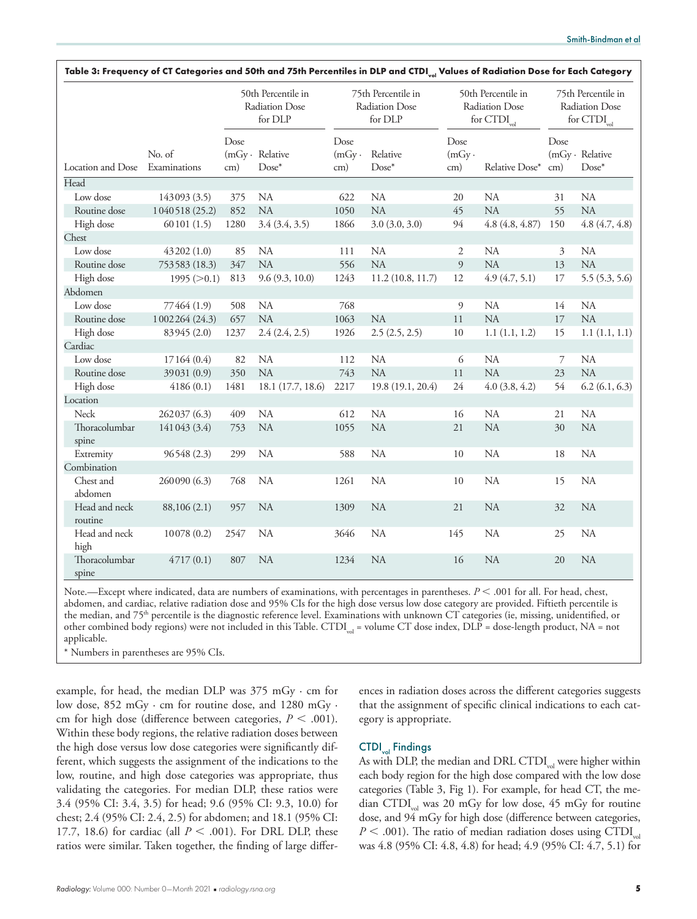**Table 3: Frequency of CT Categories and 50th and 75th Percentiles in DLP and $CTDI_{vol}$ Values of Radiation Dose for Each Category**

| Location and Dose | No. of Examinations | 50th Percentile in Radiation Dose for DLP | | 75th Percentile in Radiation Dose for DLP | | 50th Percentile in Radiation Dose for $CTDI_{vol}$ | | 75th Percentile in Radiation Dose for $CTDI_{vol}$ | |
|---|---|---|---|---|---|---|---|---|---|
| | | Dose (mGy · cm) | Relative Dose* | Dose (mGy · cm) | Relative Dose* | Dose (mGy · cm) | Relative Dose* | Dose (mGy · cm) | Relative Dose* |
| Head | | | | | | | | | |
| Low dose | 143 093 (3.5) | 375 | NA | 622 | NA | 20 | NA | 31 | NA |
| Routine dose | 1 040 518 (25.2) | 852 | NA | 1050 | NA | 45 | NA | 55 | NA |
| High dose | 60 101 (1.5) | 1280 | 3.4 (3.4, 3.5) | 1866 | 3.0 (3.0, 3.0) | 94 | 4.8 (4.8, 4.87) | 150 | 4.8 (4.7, 4.8) |
| Chest | | | | | | | | | |
| Low dose | 43 202 (1.0) | 85 | NA | 111 | NA | 2 | NA | 3 | NA |
| Routine dose | 753 583 (18.3) | 347 | NA | 556 | NA | 9 | NA | 13 | NA |
| High dose | 1995 (>0.1) | 813 | 9.6 (9.3, 10.0) | 1243 | 11.2 (10.8, 11.7) | 12 | 4.9 (4.7, 5.1) | 17 | 5.5 (5.3, 5.6) |
| Abdomen | | | | | | | | | |
| Low dose | 77 464 (1.9) | 508 | NA | 768 | | 9 | NA | 14 | NA |
| Routine dose | 1 002 264 (24.3) | 657 | NA | 1063 | NA | 11 | NA | 17 | NA |
| High dose | 83 945 (2.0) | 1237 | 2.4 (2.4, 2.5) | 1926 | 2.5 (2.5, 2.5) | 10 | 1.1 (1.1, 1.2) | 15 | 1.1 (1.1, 1.1) |
| Cardiac | | | | | | | | | |
| Low dose | 17 164 (0.4) | 82 | NA | 112 | NA | 6 | NA | 7 | NA |
| Routine dose | 39 031 (0.9) | 350 | NA | 743 | NA | 11 | NA | 23 | NA |
| High dose | 4186 (0.1) | 1481 | 18.1 (17.7, 18.6) | 2217 | 19.8 (19.1, 20.4) | 24 | 4.0 (3.8, 4.2) | 54 | 6.2 (6.1, 6.3) |
| Location | | | | | | | | | |
| Neck | 262 037 (6.3) | 409 | NA | 612 | NA | 16 | NA | 21 | NA |
| Thoracolumbar spine | 141 043 (3.4) | 753 | NA | 1055 | NA | 21 | NA | 30 | NA |
| Extremity | 96 548 (2.3) | 299 | NA | 588 | NA | 10 | NA | 18 | NA |
| Combination | | | | | | | | | |
| Chest and abdomen | 260 090 (6.3) | 768 | NA | 1261 | NA | 10 | NA | 15 | NA |
| Head and neck routine | 88,106 (2.1) | 957 | NA | 1309 | NA | 21 | NA | 32 | NA |
| Head and neck high | 10 078 (0.2) | 2547 | NA | 3646 | NA | 145 | NA | 25 | NA |
| Thoracolumbar spine | 4717 (0.1) | 807 | NA | 1234 | NA | 16 | NA | 20 | NA |

Note.—Except where indicated, data are numbers of examinations, with percentages in parentheses. $P < .001$ for all. For head, chest, abdomen, and cardiac, relative radiation dose and 95% CIs for the high dose versus low dose category are provided. Fiftieth percentile is the median, and 75th percentile is the diagnostic reference level. Examinations with unknown CT categories (ie, missing, unidentified, or other combined body regions) were not included in this Table. $CTDI_{vol}$ = volume CT dose index, DLP = dose-length product, NA = not applicable.

\* Numbers in parentheses are 95% CIs.

example, for head, the median DLP was 375 mGy · cm for low dose, 852 mGy · cm for routine dose, and 1280 mGy · cm for high dose (difference between categories, $P < .001$). Within these body regions, the relative radiation doses between the high dose versus low dose categories were significantly different, which suggests the assignment of the indications to the low, routine, and high dose categories was appropriate, thus validating the categories. For median DLP, these ratios were 3.4 (95% CI: 3.4, 3.5) for head; 9.6 (95% CI: 9.3, 10.0) for chest; 2.4 (95% CI: 2.4, 2.5) for abdomen; and 18.1 (95% CI: 17.7, 18.6) for cardiac (all $P < .001$). For DRL DLP, these ratios were similar. Taken together, the finding of large differences in radiation doses across the different categories suggests that the assignment of specific clinical indications to each category is appropriate.

### $CTDI_{vol}$ Findings

As with DLP, the median and DRL $CTDI_{vol}$ were higher within each body region for the high dose compared with the low dose categories (Table 3, Fig 1). For example, for head CT, the median $CTDI_{vol}$ was 20 mGy for low dose, 45 mGy for routine dose, and 94 mGy for high dose (difference between categories, $P < .001$). The ratio of median radiation doses using $CTDI_{vol}$ was 4.8 (95% CI: 4.8, 4.8) for head; 4.9 (95% CI: 4.7, 5.1) for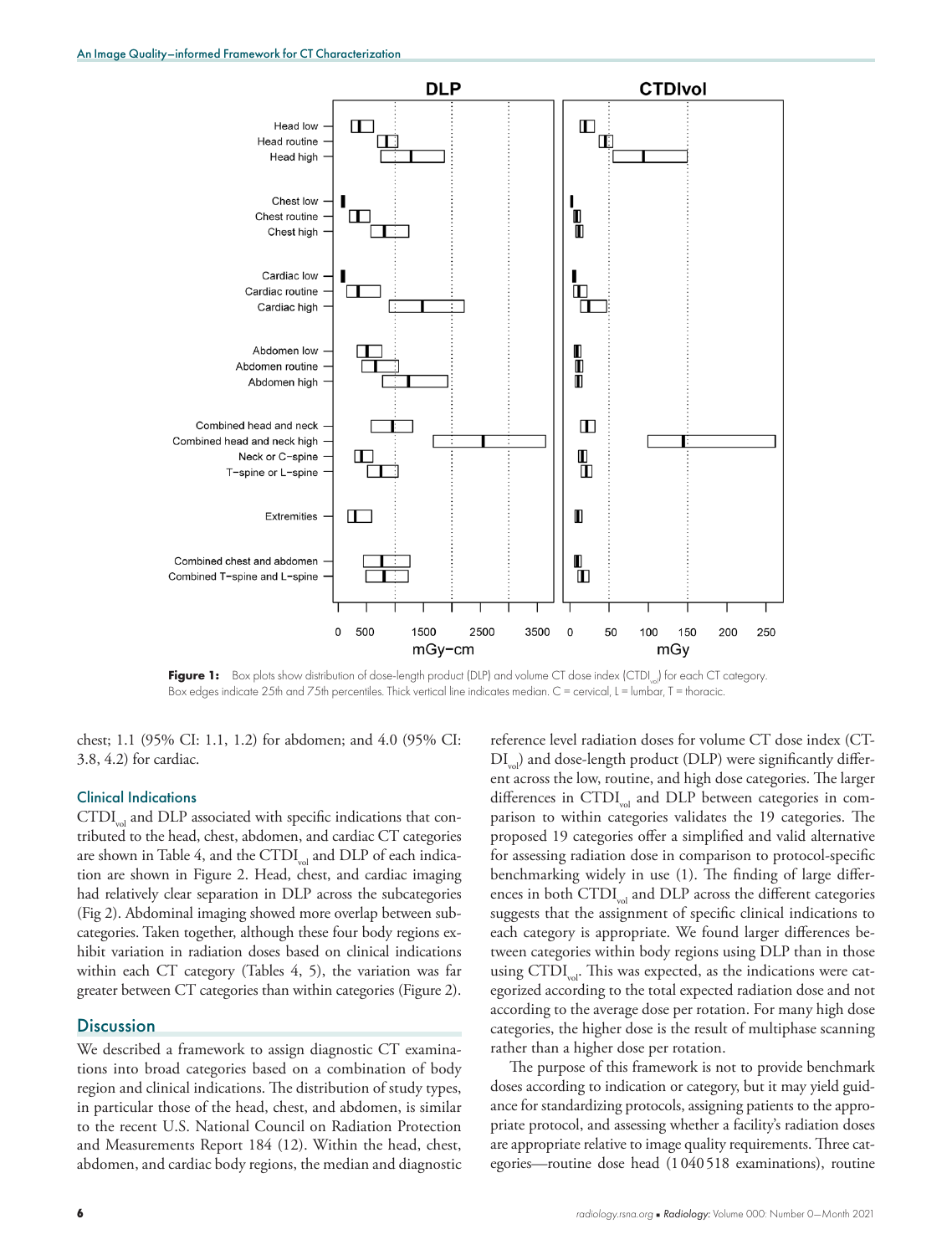**Figure 1:** Box plots show distribution of dose-length product (DLP) and volume CT dose index ($CTDI_{vol}$) for each CT category. Box edges indicate 25th and 75th percentiles. Thick vertical line indicates median. C = cervical, L = lumbar, T = thoracic.

chest; 1.1 (95% CI: 1.1, 1.2) for abdomen; and 4.0 (95% CI: 3.8, 4.2) for cardiac.

### Clinical Indications

$CTDI_{vol}$ and DLP associated with specific indications that contributed to the head, chest, abdomen, and cardiac CT categories are shown in Table 4, and the $CTDI_{vol}$ and DLP of each indication are shown in Figure 2. Head, chest, and cardiac imaging had relatively clear separation in DLP across the subcategories (Fig 2). Abdominal imaging showed more overlap between subcategories. Taken together, although these four body regions exhibit variation in radiation doses based on clinical indications within each CT category (Tables 4, 5), the variation was far greater between CT categories than within categories (Figure 2).

## Discussion

We described a framework to assign diagnostic CT examinations into broad categories based on a combination of body region and clinical indications. The distribution of study types, in particular those of the head, chest, and abdomen, is similar to the recent U.S. National Council on Radiation Protection and Measurements Report 184 (12). Within the head, chest, abdomen, and cardiac body regions, the median and diagnostic reference level radiation doses for volume CT dose index ($CTDI_{vol}$) and dose-length product (DLP) were significantly different across the low, routine, and high dose categories. The larger differences in $CTDI_{vol}$ and DLP between categories in comparison to within categories validates the 19 categories. The proposed 19 categories offer a simplified and valid alternative for assessing radiation dose in comparison to protocol-specific benchmarking widely in use (1). The finding of large differences in both $CTDI_{vol}$ and DLP across the different categories suggests that the assignment of specific clinical indications to each category is appropriate. We found larger differences between categories within body regions using DLP than in those using $CTDI_{vol}$. This was expected, as the indications were categorized according to the total expected radiation dose and not according to the average dose per rotation. For many high dose categories, the higher dose is the result of multiphase scanning rather than a higher dose per rotation.

The purpose of this framework is not to provide benchmark doses according to indication or category, but it may yield guidance for standardizing protocols, assigning patients to the appropriate protocol, and assessing whether a facility's radiation doses are appropriate relative to image quality requirements. Three categories—routine dose head (1 040 518 examinations), routine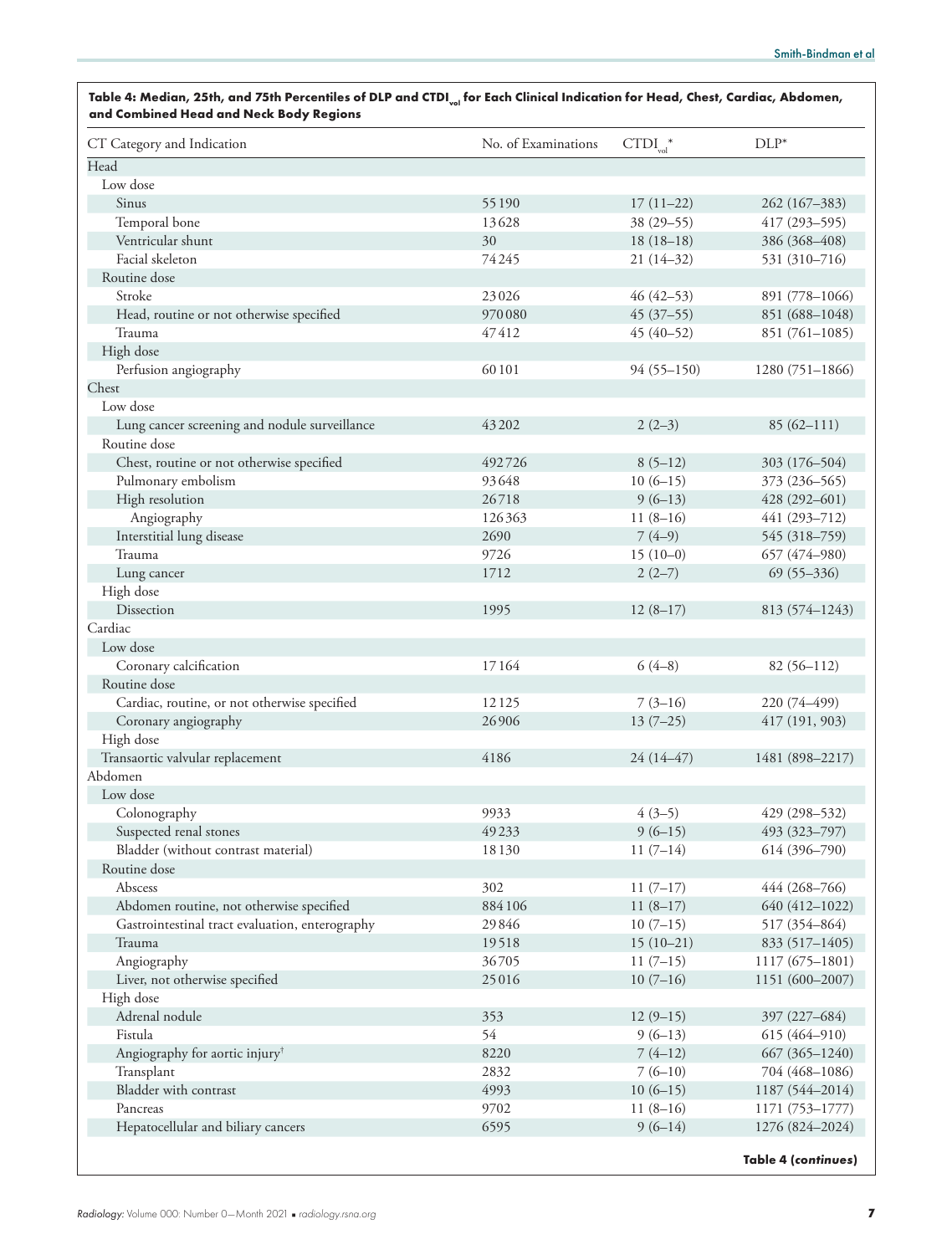**Table 4: Median, 25th, and 75th Percentiles of DLP and $CTDI_{vol}$ for Each Clinical Indication for Head, Chest, Cardiac, Abdomen, and Combined Head and Neck Body Regions**

| CT Category and Indication | No. of Examinations | $CTDI_{vol}$* | DLP* |
|---|---|---|---|
| Head | | | |
| Low dose | | | |
| Sinus | 55 190 | 17 (11–22) | 262 (167–383) |
| Temporal bone | 13 628 | 38 (29–55) | 417 (293–595) |
| Ventricular shunt | 30 | 18 (18–18) | 386 (368–408) |
| Facial skeleton | 74 245 | 21 (14–32) | 531 (310–716) |
| Routine dose | | | |
| Stroke | 23 026 | 46 (42–53) | 891 (778–1066) |
| Head, routine or not otherwise specified | 970 080 | 45 (37–55) | 851 (688–1048) |
| Trauma | 47 412 | 45 (40–52) | 851 (761–1085) |
| High dose | | | |
| Perfusion angiography | 60 101 | 94 (55–150) | 1280 (751–1866) |
| Chest | | | |
| Low dose | | | |
| Lung cancer screening and nodule surveillance | 43 202 | 2 (2–3) | 85 (62–111) |
| Routine dose | | | |
| Chest, routine or not otherwise specified | 492 726 | 8 (5–12) | 303 (176–504) |
| Pulmonary embolism | 93 648 | 10 (6–15) | 373 (236–565) |
| High resolution | 26 718 | 9 (6–13) | 428 (292–601) |
| Angiography | 126 363 | 11 (8–16) | 441 (293–712) |
| Interstitial lung disease | 2690 | 7 (4–9) | 545 (318–759) |
| Trauma | 9726 | 15 (10–0) | 657 (474–980) |
| Lung cancer | 1712 | 2 (2–7) | 69 (55–336) |
| High dose | | | |
| Dissection | 1995 | 12 (8–17) | 813 (574–1243) |
| Cardiac | | | |
| Low dose | | | |
| Coronary calcification | 17 164 | 6 (4–8) | 82 (56–112) |
| Routine dose | | | |
| Cardiac, routine, or not otherwise specified | 12 125 | 7 (3–16) | 220 (74–499) |
| Coronary angiography | 26 906 | 13 (7–25) | 417 (191, 903) |
| High dose | | | |
| Transaortic valvular replacement | 4186 | 24 (14–47) | 1481 (898–2217) |
| Abdomen | | | |
| Low dose | | | |
| Colonography | 9933 | 4 (3–5) | 429 (298–532) |
| Suspected renal stones | 49 233 | 9 (6–15) | 493 (323–797) |
| Bladder (without contrast material) | 18 130 | 11 (7–14) | 614 (396–790) |
| Routine dose | | | |
| Abscess | 302 | 11 (7–17) | 444 (268–766) |
| Abdomen routine, not otherwise specified | 884 106 | 11 (8–17) | 640 (412–1022) |
| Gastrointestinal tract evaluation, enterography | 29 846 | 10 (7–15) | 517 (354–864) |
| Trauma | 19 518 | 15 (10–21) | 833 (517–1405) |
| Angiography | 36 705 | 11 (7–15) | 1117 (675–1801) |
| Liver, not otherwise specified | 25 016 | 10 (7–16) | 1151 (600–2007) |
| High dose | | | |
| Adrenal nodule | 353 | 12 (9–15) | 397 (227–684) |
| Fistula | 54 | 9 (6–13) | 615 (464–910) |
| Angiography for aortic injury[†] | 8220 | 7 (4–12) | 667 (365–1240) |
| Transplant | 2832 | 7 (6–10) | 704 (468–1086) |
| Bladder with contrast | 4993 | 10 (6–15) | 1187 (544–2014) |
| Pancreas | 9702 | 11 (8–16) | 1171 (753–1777) |
| Hepatocellular and biliary cancers | 6595 | 9 (6–14) | 1276 (824–2024) |

**Table 4 (*continues*)**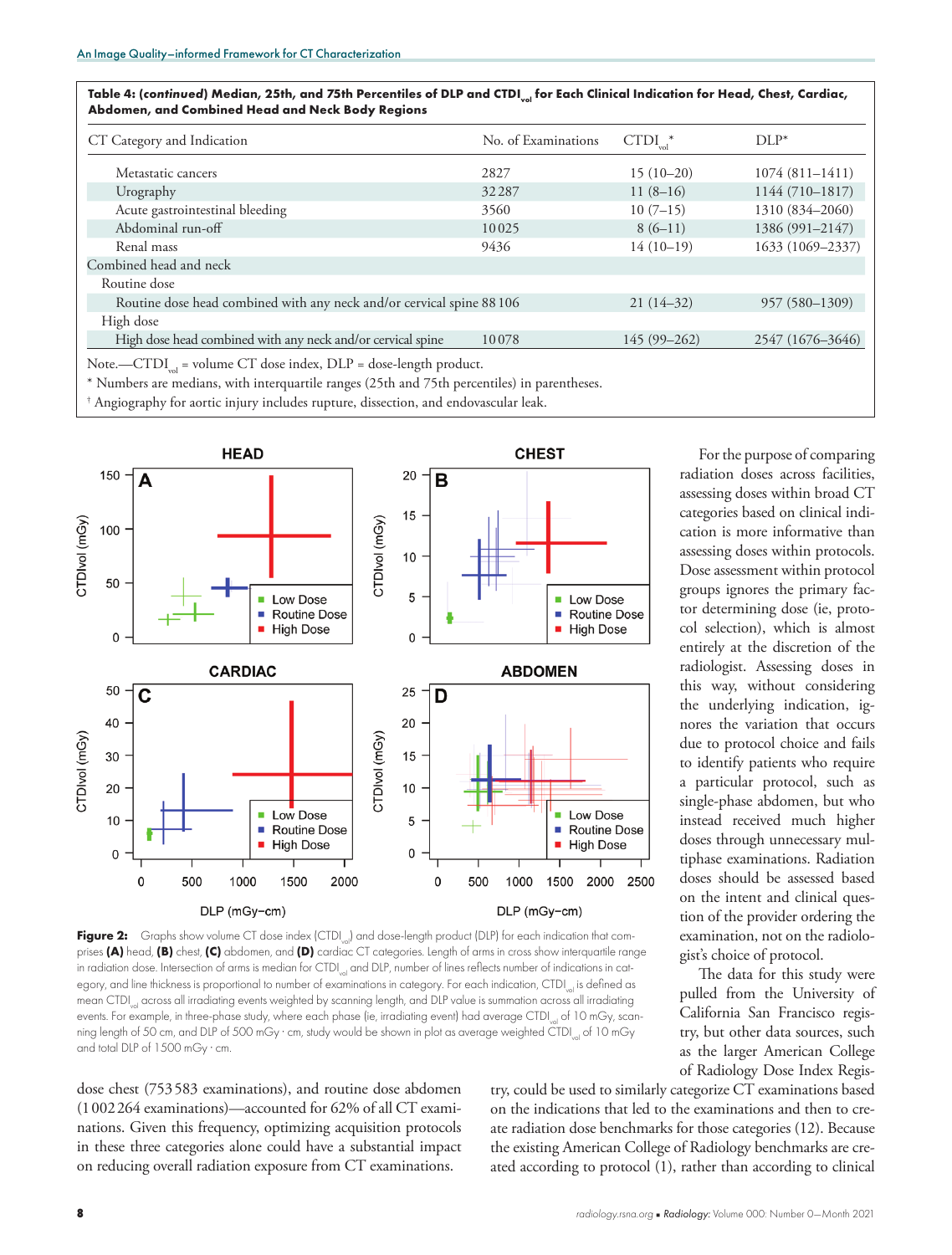**Table 4: (*continued*) Median, 25th, and 75th Percentiles of DLP and $CTDI_{vol}$ for Each Clinical Indication for Head, Chest, Cardiac, Abdomen, and Combined Head and Neck Body Regions**

| CT Category and Indication | No. of Examinations | $CTDI_{vol}$* | DLP* |
|---|---|---|---|
| Metastatic cancers | 2827 | 15 (10–20) | 1074 (811–1411) |
| Urography | 32 287 | 11 (8–16) | 1144 (710–1817) |
| Acute gastrointestinal bleeding | 3560 | 10 (7–15) | 1310 (834–2060) |
| Abdominal run-off | 10 025 | 8 (6–11) | 1386 (991–2147) |
| Renal mass | 9436 | 14 (10–19) | 1633 (1069–2337) |
| Combined head and neck | | | |
| Routine dose | | | |
| Routine dose head combined with any neck and/or cervical spine | 88 106 | 21 (14–32) | 957 (580–1309) |
| High dose | | | |
| High dose head combined with any neck and/or cervical spine | 10 078 | 145 (99–262) | 2547 (1676–3646) |

Note.—$CTDI_{vol}$ = volume CT dose index, DLP = dose-length product.

\* Numbers are medians, with interquartile ranges (25th and 75th percentiles) in parentheses.

† Angiography for aortic injury includes rupture, dissection, and endovascular leak.

**Figure 2:** Graphs show volume CT dose index ($CTDI_{vol}$) and dose-length product (DLP) for each indication that comprises **(A)** head, **(B)** chest, **(C)** abdomen, and **(D)** cardiac CT categories. Length of arms in cross show interquartile range in radiation dose. Intersection of arms is median for $CTDI_{vol}$ and DLP, number of lines reflects number of indications in category, and line thickness is proportional to number of examinations in category. For each indication, $CTDI_{vol}$ is defined as mean $CTDI_{vol}$ across all irradiating events weighted by scanning length, and DLP value is summation across all irradiating events. For example, in three-phase study, where each phase (ie, irradiating event) had average $CTDI_{vol}$ of 10 mGy, scanning length of 50 cm, and DLP of 500 mGy · cm, study would be shown in plot as average weighted $CTDI_{vol}$ of 10 mGy and total DLP of 1500 mGy · cm.

dose chest (753 583 examinations), and routine dose abdomen (1 002 264 examinations)—accounted for 62% of all CT examinations. Given this frequency, optimizing acquisition protocols in these three categories alone could have a substantial impact on reducing overall radiation exposure from CT examinations.

For the purpose of comparing radiation doses across facilities, assessing doses within broad CT categories based on clinical indication is more informative than assessing doses within protocols. Dose assessment within protocol groups ignores the primary factor determining dose (ie, protocol selection), which is almost entirely at the discretion of the radiologist. Assessing doses in this way, without considering the underlying indication, ignores the variation that occurs due to protocol choice and fails to identify patients who require a particular protocol, such as single-phase abdomen, but who instead received much higher doses through unnecessary multiphase examinations. Radiation doses should be assessed based on the intent and clinical question of the provider ordering the examination, not on the radiologist's choice of protocol.

The data for this study were pulled from the University of California San Francisco registry, but other data sources, such as the larger American College of Radiology Dose Index Registry, could be used to similarly categorize CT examinations based on the indications that led to the examinations and then to create radiation dose benchmarks for those categories (12). Because the existing American College of Radiology benchmarks are created according to protocol (1), rather than according to clinical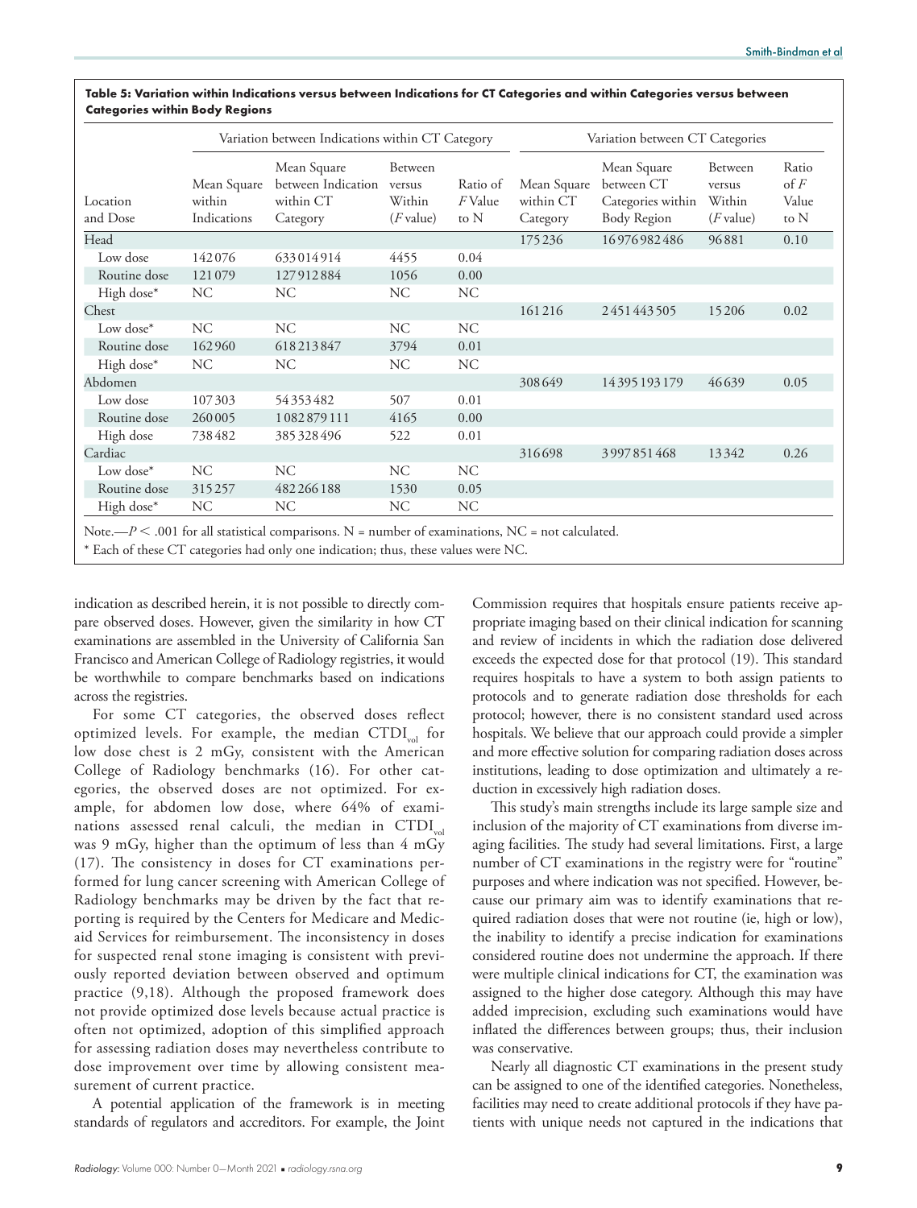**Table 5: Variation within Indications versus between Indications for CT Categories and within Categories versus between Categories within Body Regions**

| Location and Dose | Variation between Indications within CT Category | | | | Variation between CT Categories | | | |
|---|---|---|---|---|---|---|---|---|
| | Mean Square within Indications | Mean Square between Indication within CT Category | Between versus Within ($F$ value) | Ratio of $F$ Value to N | Mean Square within CT Category | Mean Square between CT Categories within Body Region | Between versus Within ($F$ value) | Ratio of $F$ Value to N |
| Head | | | | | 175236 | 16976982486 | 96881 | 0.10 |
| Low dose | 142076 | 633014914 | 4455 | 0.04 | | | | |
| Routine dose | 121079 | 127912884 | 1056 | 0.00 | | | | |
| High dose* | NC | NC | NC | NC | | | | |
| Chest | | | | | 161216 | 2451443505 | 15206 | 0.02 |
| Low dose* | NC | NC | NC | NC | | | | |
| Routine dose | 162960 | 618213847 | 3794 | 0.01 | | | | |
| High dose* | NC | NC | NC | NC | | | | |
| Abdomen | | | | | 308649 | 14395193179 | 46639 | 0.05 |
| Low dose | 107303 | 54353482 | 507 | 0.01 | | | | |
| Routine dose | 260005 | 1082879111 | 4165 | 0.00 | | | | |
| High dose | 738482 | 385328496 | 522 | 0.01 | | | | |
| Cardiac | | | | | 316698 | 3997851468 | 13342 | 0.26 |
| Low dose* | NC | NC | NC | NC | | | | |
| Routine dose | 315257 | 482266188 | 1530 | 0.05 | | | | |
| High dose* | NC | NC | NC | NC | | | | |

Note.—$P < .001$ for all statistical comparisons. N = number of examinations, NC = not calculated.

* Each of these CT categories had only one indication; thus, these values were NC.

indication as described herein, it is not possible to directly compare observed doses. However, given the similarity in how CT examinations are assembled in the University of California San Francisco and American College of Radiology registries, it would be worthwhile to compare benchmarks based on indications across the registries.

For some CT categories, the observed doses reflect optimized levels. For example, the median $CTDI_{vol}$ for low dose chest is 2 mGy, consistent with the American College of Radiology benchmarks (16). For other categories, the observed doses are not optimized. For example, for abdomen low dose, where 64% of examinations assessed renal calculi, the median in $CTDI_{vol}$ was 9 mGy, higher than the optimum of less than 4 mGy (17). The consistency in doses for CT examinations performed for lung cancer screening with American College of Radiology benchmarks may be driven by the fact that reporting is required by the Centers for Medicare and Medicaid Services for reimbursement. The inconsistency in doses for suspected renal stone imaging is consistent with previously reported deviation between observed and optimum practice (9,18). Although the proposed framework does not provide optimized dose levels because actual practice is often not optimized, adoption of this simplified approach for assessing radiation doses may nevertheless contribute to dose improvement over time by allowing consistent measurement of current practice.

A potential application of the framework is in meeting standards of regulators and accreditors. For example, the Joint Commission requires that hospitals ensure patients receive appropriate imaging based on their clinical indication for scanning and review of incidents in which the radiation dose delivered exceeds the expected dose for that protocol (19). This standard requires hospitals to have a system to both assign patients to protocols and to generate radiation dose thresholds for each protocol; however, there is no consistent standard used across hospitals. We believe that our approach could provide a simpler and more effective solution for comparing radiation doses across institutions, leading to dose optimization and ultimately a reduction in excessively high radiation doses.

This study's main strengths include its large sample size and inclusion of the majority of CT examinations from diverse imaging facilities. The study had several limitations. First, a large number of CT examinations in the registry were for "routine" purposes and where indication was not specified. However, because our primary aim was to identify examinations that required radiation doses that were not routine (ie, high or low), the inability to identify a precise indication for examinations considered routine does not undermine the approach. If there were multiple clinical indications for CT, the examination was assigned to the higher dose category. Although this may have added imprecision, excluding such examinations would have inflated the differences between groups; thus, their inclusion was conservative.

Nearly all diagnostic CT examinations in the present study can be assigned to one of the identified categories. Nonetheless, facilities may need to create additional protocols if they have patients with unique needs not captured in the indications that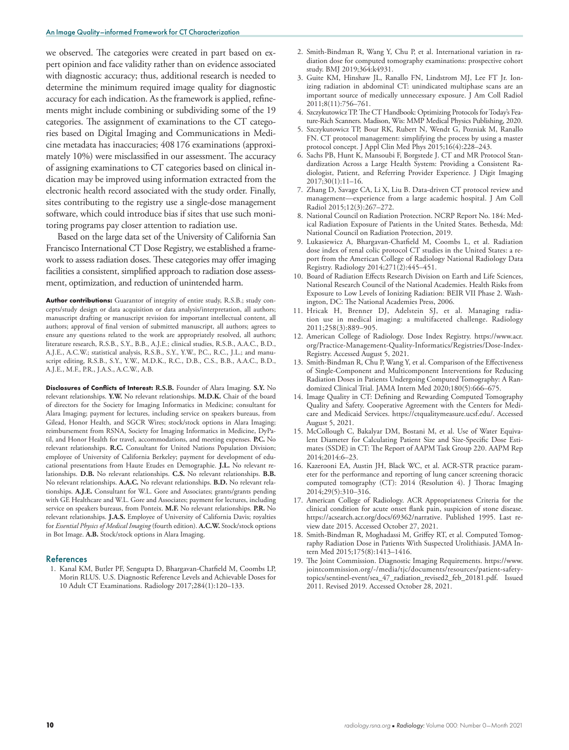we observed. The categories were created in part based on expert opinion and face validity rather than on evidence associated with diagnostic accuracy; thus, additional research is needed to determine the minimum required image quality for diagnostic accuracy for each indication. As the framework is applied, refinements might include combining or subdividing some of the 19 categories. The assignment of examinations to the CT categories based on Digital Imaging and Communications in Medicine metadata has inaccuracies; 408 176 examinations (approximately 10%) were misclassified in our assessment. The accuracy of assigning examinations to CT categories based on clinical indication may be improved using information extracted from the electronic health record associated with the study order. Finally, sites contributing to the registry use a single-dose management software, which could introduce bias if sites that use such monitoring programs pay closer attention to radiation use.

Based on the large data set of the University of California San Francisco International CT Dose Registry, we established a framework to assess radiation doses. These categories may offer imaging facilities a consistent, simplified approach to radiation dose assessment, optimization, and reduction of unintended harm.

**Author contributions:** Guarantor of integrity of entire study, R.S.B.; study concepts/study design or data acquisition or data analysis/interpretation, all authors; manuscript drafting or manuscript revision for important intellectual content, all authors; approval of final version of submitted manuscript, all authors; agrees to ensure any questions related to the work are appropriately resolved, all authors; literature research, R.S.B., S.Y., B.B., A.J.E.; clinical studies, R.S.B., A.A.C., B.D., A.J.E., A.C.W.; statistical analysis, R.S.B., S.Y., Y.W., P.C., R.C., J.L.; and manuscript editing, R.S.B., S.Y., Y.W., M.D.K., R.C., D.B., C.S., B.B., A.A.C., B.D., A.J.E., M.F., P.R., J.A.S., A.C.W., A.B.

**Disclosures of Conflicts of Interest:** **R.S.B.** Founder of Alara Imaging. **S.Y.** No relevant relationships. **Y.W.** No relevant relationships. **M.D.K.** Chair of the board of directors for the Society for Imaging Informatics in Medicine; consultant for Alara Imaging; payment for lectures, including service on speakers bureaus, from Gilead, Honor Health, and SGCR Wires; stock/stock options in Alara Imaging; reimbursement from RSNA, Society for Imaging Informatics in Medicine, DyPatil, and Honor Health for travel, accommodations, and meeting expenses. **P.C.** No relevant relationships. **R.C.** Consultant for United Nations Population Division; employee of University of California Berkeley; payment for development of educational presentations from Haute Etudes en Demographie. **J.L.** No relevant relationships. **D.B.** No relevant relationships. **C.S.** No relevant relationships. **B.B.** No relevant relationships. **A.A.C.** No relevant relationships. **B.D.** No relevant relationships. **A.J.E.** Consultant for W.L. Gore and Associates; grants/grants pending with GE Healthcare and W.L. Gore and Associates; payment for lectures, including service on speakers bureaus, from Ponteix. **M.F.** No relevant relationships. **P.R.** No relevant relationships. **J.A.S.** Employee of University of California Davis; royalties for *Essential Physics of Medical Imaging* (fourth edition). **A.C.W.** Stock/stock options in Bot Image. **A.B.** Stock/stock options in Alara Imaging.

## References

1. Kanal KM, Butler PF, Sengupta D, Bhargavan-Chatfield M, Coombs LP, Morin RLUS. U.S. Diagnostic Reference Levels and Achievable Doses for 10 Adult CT Examinations. Radiology 2017;284(1):120–133.
2. Smith-Bindman R, Wang Y, Chu P, et al. International variation in radiation dose for computed tomography examinations: prospective cohort study. BMJ 2019;364:k4931.
3. Guite KM, Hinshaw JL, Ranallo FN, Lindstrom MJ, Lee FT Jr. Ionizing radiation in abdominal CT: unindicated multiphase scans are an important source of medically unnecessary exposure. J Am Coll Radiol 2011;8(11):756–761.
4. Szczykutowicz TP. The CT Handbook: Optimizing Protocols for Today's Feature-Rich Scanners. Madison, Wis: MMP Medical Physics Publishing, 2020.
5. Szczykutowicz TP, Bour RK, Rubert N, Wendt G, Pozniak M, Ranallo FN. CT protocol management: simplifying the process by using a master protocol concept. J Appl Clin Med Phys 2015;16(4):228–243.
6. Sachs PB, Hunt K, Mansoubi F, Borgstede J. CT and MR Protocol Standardization Across a Large Health System: Providing a Consistent Radiologist, Patient, and Referring Provider Experience. J Digit Imaging 2017;30(1):11–16.
7. Zhang D, Savage CA, Li X, Liu B. Data-driven CT protocol review and management—experience from a large academic hospital. J Am Coll Radiol 2015;12(3):267–272.
8. National Council on Radiation Protection. NCRP Report No. 184: Medical Radiation Exposure of Patients in the United States. Bethesda, Md: National Council on Radiation Protection, 2019.
9. Lukasiewicz A, Bhargavan-Chatfield M, Coombs L, et al. Radiation dose index of renal colic protocol CT studies in the United States: a report from the American College of Radiology National Radiology Data Registry. Radiology 2014;271(2):445–451.
10. Board of Radiation Effects Research Division on Earth and Life Sciences, National Research Council of the National Academies. Health Risks from Exposure to Low Levels of Ionizing Radiation: BEIR VII Phase 2. Washington, DC: The National Academies Press, 2006.
11. Hricak H, Brenner DJ, Adelstein SJ, et al. Managing radiation use in medical imaging: a multifaceted challenge. Radiology 2011;258(3):889–905.
12. American College of Radiology. Dose Index Registry. https://www.acr.org/Practice-Management-Quality-Informatics/Registries/Dose-Index-Registry. Accessed August 5, 2021.
13. Smith-Bindman R, Chu P, Wang Y, et al. Comparison of the Effectiveness of Single-Component and Multicomponent Interventions for Reducing Radiation Doses in Patients Undergoing Computed Tomography: A Randomized Clinical Trial. JAMA Intern Med 2020;180(5):666–675.
14. Image Quality in CT: Defining and Rewarding Computed Tomography Quality and Safety. Cooperative Agreement with the Centers for Medicare and Medicaid Services. https://ctqualitymeasure.ucsf.edu/. Accessed August 5, 2021.
15. McCollough C, Bakalyar DM, Bostani M, et al. Use of Water Equivalent Diameter for Calculating Patient Size and Size-Specific Dose Estimates (SSDE) in CT: The Report of AAPM Task Group 220. AAPM Rep 2014;2014:6–23.
16. Kazerooni EA, Austin JH, Black WC, et al. ACR-STR practice parameter for the performance and reporting of lung cancer screening thoracic computed tomography (CT): 2014 (Resolution 4). J Thorac Imaging 2014;29(5):310–316.
17. American College of Radiology. ACR Appropriateness Criteria for the clinical condition for acute onset flank pain, suspicion of stone disease. https://acsearch.acr.org/docs/69362/narrative. Published 1995. Last review date 2015. Accessed October 27, 2021.
18. Smith-Bindman R, Moghadassi M, Griffey RT, et al. Computed Tomography Radiation Dose in Patients With Suspected Urolithiasis. JAMA Intern Med 2015;175(8):1413–1416.
19. The Joint Commission. Diagnostic Imaging Requirements. https://www.jointcommission.org/-/media/tjc/documents/resources/patient-safety-topics/sentinel-event/sea_47_radiation_revised2_feb_20181.pdf. Issued 2011. Revised 2019. Accessed October 28, 2021.